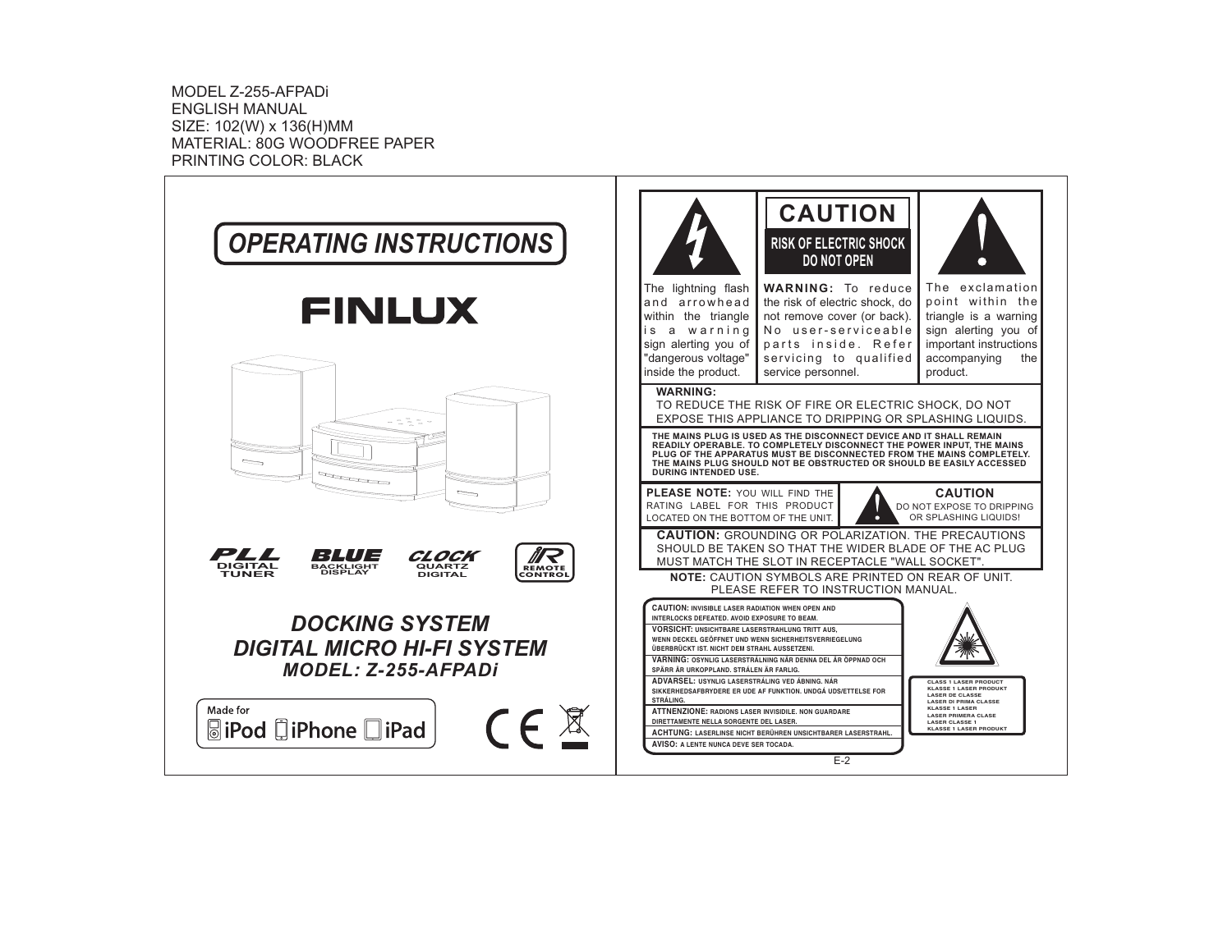MODEL Z-255-AFPADi
ENGLISH MANUAL
SIZE: 102(W) x 136(H)MM
MATERIAL: 80G WOODFREE PAPER
PRINTING COLOR: BLACK

# *OPERATING INSTRUCTIONS*

## FINLUX

PLL DIGITAL TUNER · BLUE BACKLIGHT DISPLAY · CLOCK QUARTZ DIGITAL · IR REMOTE CONTROL

## *DOCKING SYSTEM*
## *DIGITAL MICRO HI-FI SYSTEM*
### *MODEL: Z-255-AFPADi*

Made for iPod iPhone iPad

---

## CAUTION

**RISK OF ELECTRIC SHOCK DO NOT OPEN**

The lightning flash and arrowhead within the triangle is a warning sign alerting you of "dangerous voltage" inside the product.

**WARNING:** To reduce the risk of electric shock, do not remove cover (or back). No user-serviceable parts inside. Refer servicing to qualified service personnel.

The exclamation point within the triangle is a warning sign alerting you of important instructions accompanying the product.

**WARNING:**
TO REDUCE THE RISK OF FIRE OR ELECTRIC SHOCK, DO NOT EXPOSE THIS APPLIANCE TO DRIPPING OR SPLASHING LIQUIDS.

**THE MAINS PLUG IS USED AS THE DISCONNECT DEVICE AND IT SHALL REMAIN READILY OPERABLE. TO COMPLETELY DISCONNECT THE POWER INPUT, THE MAINS PLUG OF THE APPARATUS MUST BE DISCONNECTED FROM THE MAINS COMPLETELY. THE MAINS PLUG SHOULD NOT BE OBSTRUCTED OR SHOULD BE EASILY ACCESSED DURING INTENDED USE.**

**PLEASE NOTE:** YOU WILL FIND THE RATING LABEL FOR THIS PRODUCT LOCATED ON THE BOTTOM OF THE UNIT.

**CAUTION**
DO NOT EXPOSE TO DRIPPING OR SPLASHING LIQUIDS!

**CAUTION:** GROUNDING OR POLARIZATION. THE PRECAUTIONS SHOULD BE TAKEN SO THAT THE WIDER BLADE OF THE AC PLUG MUST MATCH THE SLOT IN RECEPTACLE "WALL SOCKET".

**NOTE:** CAUTION SYMBOLS ARE PRINTED ON REAR OF UNIT. PLEASE REFER TO INSTRUCTION MANUAL.

**CAUTION:** INVISIBLE LASER RADIATION WHEN OPEN AND INTERLOCKS DEFEATED. AVOID EXPOSURE TO BEAM.
**VORSICHT:** UNSICHTBARE LASERSTRAHLUNG TRITT AUS, WENN DECKEL GEÖFFNET UND WENN SICHERHEITSVERRIEGELUNG ÜBERBRÜCKT IST. NICHT DEM STRAHL AUSSETZENI.
**VARNING:** OSYNLIG LASERSTRÅLNING NÅR DENNA DEL ÄR ÖPPNAD OCH SPÄRR ÄR URKOPPLAND. STRÅLEN ÄR FARLIG.
**ADVARSEL:** USYNLIG LASERSTRÅLING VED ÅBNING. NÅR SIKKERHEDSAFBRYDERE ER UDE AF FUNKTION. UNDGÅ UDS/ETTELSE FOR STRÅLING.
**ATTNENZIONE:** RADIONS LASER INVISIDILE. NON GUARDARE DIRETTAMENTE NELLA SORGENTE DEL LASER.
**ACHTUNG:** LASERLINSE NICHT BERÜHREN UNSICHTBARER LASERSTRAHL.
**AVISO:** A LENTE NUNCA DEVE SER TOCADA.

CLASS 1 LASER PRODUCT
KLASSE 1 LASER PRODUKT
LASER DE CLASSE
LASER DI PRIMA CLASSE
KLASSE 1 LASER
LASER PRIMERA CLASE
LASER CLASSE 1
KLASSE 1 LASER PRODUKT

E-2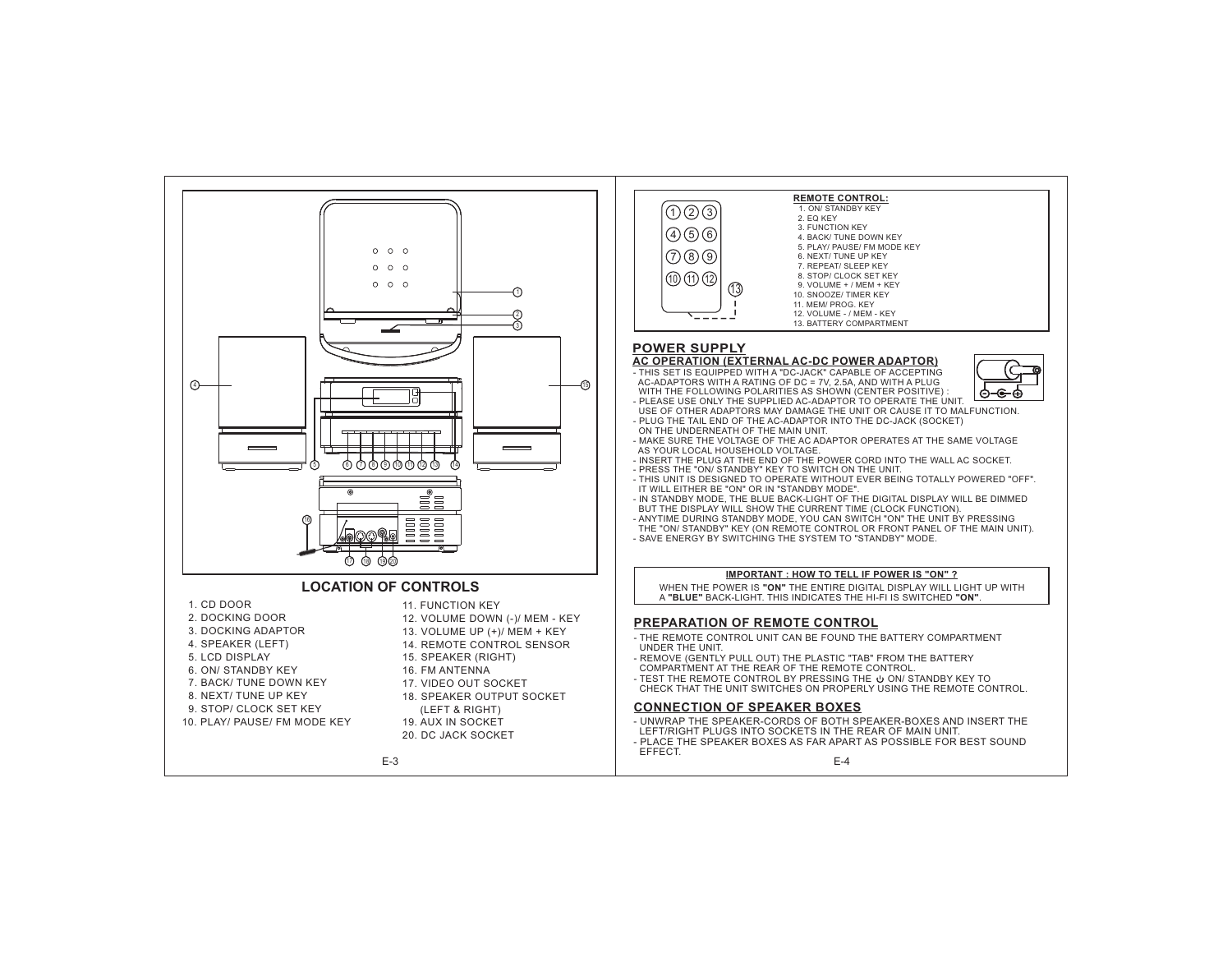## LOCATION OF CONTROLS

1. CD DOOR
2. DOCKING DOOR
3. DOCKING ADAPTOR
4. SPEAKER (LEFT)
5. LCD DISPLAY
6. ON/ STANDBY KEY
7. BACK/ TUNE DOWN KEY
8. NEXT/ TUNE UP KEY
9. STOP/ CLOCK SET KEY
10. PLAY/ PAUSE/ FM MODE KEY
11. FUNCTION KEY
12. VOLUME DOWN (-)/ MEM - KEY
13. VOLUME UP (+)/ MEM + KEY
14. REMOTE CONTROL SENSOR
15. SPEAKER (RIGHT)
16. FM ANTENNA
17. VIDEO OUT SOCKET
18. SPEAKER OUTPUT SOCKET (LEFT & RIGHT)
19. AUX IN SOCKET
20. DC JACK SOCKET

**REMOTE CONTROL:**

1. ON/ STANDBY KEY
2. EQ KEY
3. FUNCTION KEY
4. BACK/ TUNE DOWN KEY
5. PLAY/ PAUSE/ FM MODE KEY
6. NEXT/ TUNE UP KEY
7. REPEAT/ SLEEP KEY
8. STOP/ CLOCK SET KEY
9. VOLUME + / MEM + KEY
10. SNOOZE/ TIMER KEY
11. MEM/ PROG. KEY
12. VOLUME - / MEM - KEY
13. BATTERY COMPARTMENT

## POWER SUPPLY

### AC OPERATION (EXTERNAL AC-DC POWER ADAPTOR)

- THIS SET IS EQUIPPED WITH A "DC-JACK" CAPABLE OF ACCEPTING AC-ADAPTORS WITH A RATING OF DC = 7V, 2.5A, AND WITH A PLUG WITH THE FOLLOWING POLARITIES AS SHOWN (CENTER POSITIVE) :
- PLEASE USE ONLY THE SUPPLIED AC-ADAPTOR TO OPERATE THE UNIT. USE OF OTHER ADAPTORS MAY DAMAGE THE UNIT OR CAUSE IT TO MALFUNCTION.
- PLUG THE TAIL END OF THE AC-ADAPTOR INTO THE DC-JACK (SOCKET) ON THE UNDERNEATH OF THE MAIN UNIT.
- MAKE SURE THE VOLTAGE OF THE AC ADAPTOR OPERATES AT THE SAME VOLTAGE AS YOUR LOCAL HOUSEHOLD VOLTAGE.
- INSERT THE PLUG AT THE END OF THE POWER CORD INTO THE WALL AC SOCKET.
- PRESS THE "ON/ STANDBY" KEY TO SWITCH ON THE UNIT.
- THIS UNIT IS DESIGNED TO OPERATE WITHOUT EVER BEING TOTALLY POWERED "OFF". IT WILL EITHER BE "ON" OR IN "STANDBY MODE".
- IN STANDBY MODE, THE BLUE BACK-LIGHT OF THE DIGITAL DISPLAY WILL BE DIMMED BUT THE DISPLAY WILL SHOW THE CURRENT TIME (CLOCK FUNCTION).
- ANYTIME DURING STANDBY MODE, YOU CAN SWITCH "ON" THE UNIT BY PRESSING THE "ON/ STANDBY" KEY (ON REMOTE CONTROL OR FRONT PANEL OF THE MAIN UNIT).
- SAVE ENERGY BY SWITCHING THE SYSTEM TO "STANDBY" MODE.

**IMPORTANT : HOW TO TELL IF POWER IS "ON" ?**

WHEN THE POWER IS **"ON"** THE ENTIRE DIGITAL DISPLAY WILL LIGHT UP WITH A **"BLUE"** BACK-LIGHT. THIS INDICATES THE HI-FI IS SWITCHED **"ON"**.

## PREPARATION OF REMOTE CONTROL

- THE REMOTE CONTROL UNIT CAN BE FOUND THE BATTERY COMPARTMENT UNDER THE UNIT.
- REMOVE (GENTLY PULL OUT) THE PLASTIC "TAB" FROM THE BATTERY COMPARTMENT AT THE REAR OF THE REMOTE CONTROL.
- TEST THE REMOTE CONTROL BY PRESSING THE ⏻ ON/ STANDBY KEY TO CHECK THAT THE UNIT SWITCHES ON PROPERLY USING THE REMOTE CONTROL.

## CONNECTION OF SPEAKER BOXES

- UNWRAP THE SPEAKER-CORDS OF BOTH SPEAKER-BOXES AND INSERT THE LEFT/RIGHT PLUGS INTO SOCKETS IN THE REAR OF MAIN UNIT.
- PLACE THE SPEAKER BOXES AS FAR APART AS POSSIBLE FOR BEST SOUND EFFECT.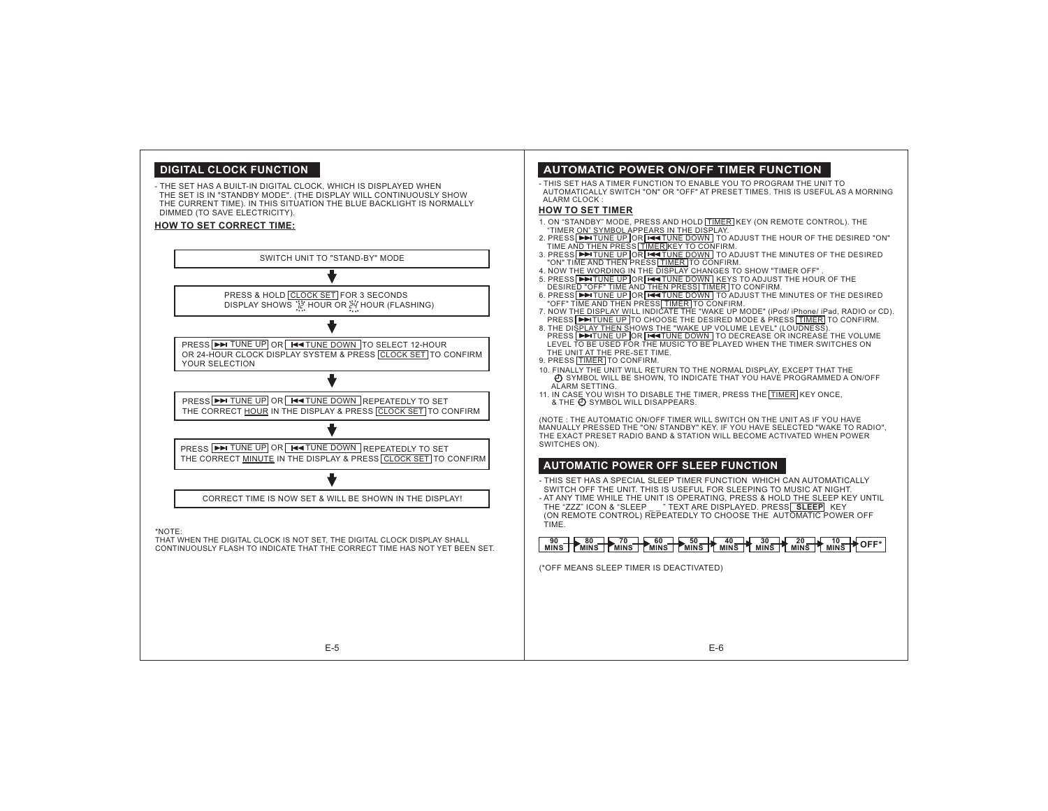## DIGITAL CLOCK FUNCTION

- THE SET HAS A BUILT-IN DIGITAL CLOCK, WHICH IS DISPLAYED WHEN THE SET IS IN "STANDBY MODE". (THE DISPLAY WILL CONTINUOUSLY SHOW THE CURRENT TIME). IN THIS SITUATION THE BLUE BACKLIGHT IS NORMALLY DIMMED (TO SAVE ELECTRICITY).

**HOW TO SET CORRECT TIME:**

SWITCH UNIT TO "STAND-BY" MODE

↓

PRESS & HOLD CLOCK SET FOR 3 SECONDS
DISPLAY SHOWS 12 HOUR OR 24 HOUR (FLASHING)

↓

PRESS ►►I TUNE UP OR I◄◄ TUNE DOWN TO SELECT 12-HOUR OR 24-HOUR CLOCK DISPLAY SYSTEM & PRESS CLOCK SET TO CONFIRM YOUR SELECTION

↓

PRESS ►►I TUNE UP OR I◄◄ TUNE DOWN REPEATEDLY TO SET THE CORRECT HOUR IN THE DISPLAY & PRESS CLOCK SET TO CONFIRM

↓

PRESS ►►I TUNE UP OR I◄◄ TUNE DOWN REPEATEDLY TO SET THE CORRECT MINUTE IN THE DISPLAY & PRESS CLOCK SET TO CONFIRM

↓

CORRECT TIME IS NOW SET & WILL BE SHOWN IN THE DISPLAY!

*NOTE:
THAT WHEN THE DIGITAL CLOCK IS NOT SET, THE DIGITAL CLOCK DISPLAY SHALL CONTINUOUSLY FLASH TO INDICATE THAT THE CORRECT TIME HAS NOT YET BEEN SET.

## AUTOMATIC POWER ON/OFF TIMER FUNCTION

- THIS SET HAS A TIMER FUNCTION TO ENABLE YOU TO PROGRAM THE UNIT TO AUTOMATICALLY SWITCH "ON" OR "OFF" AT PRESET TIMES. THIS IS USEFUL AS A MORNING ALARM CLOCK :

**HOW TO SET TIMER**

1. ON "STANDBY" MODE, PRESS AND HOLD TIMER KEY (ON REMOTE CONTROL). THE "TIMER ON" SYMBOL APPEARS IN THE DISPLAY.
2. PRESS ►►I TUNE UP OR I◄◄ TUNE DOWN TO ADJUST THE HOUR OF THE DESIRED "ON" TIME AND THEN PRESS TIMER KEY TO CONFIRM.
3. PRESS ►►I TUNE UP OR I◄◄ TUNE DOWN TO ADJUST THE MINUTES OF THE DESIRED "ON" TIME AND THEN PRESS TIMER TO CONFIRM.
4. NOW THE WORDING IN THE DISPLAY CHANGES TO SHOW "TIMER OFF" .
5. PRESS ►►I TUNE UP OR I◄◄ TUNE DOWN KEYS TO ADJUST THE HOUR OF THE DESIRED "OFF" TIME AND THEN PRESS TIMER TO CONFIRM.
6. PRESS ►►I TUNE UP OR I◄◄ TUNE DOWN TO ADJUST THE MINUTES OF THE DESIRED "OFF" TIME AND THEN PRESS TIMER TO CONFIRM.
7. NOW THE DISPLAY WILL INDICATE THE "WAKE UP MODE" (iPod/ iPhone/ iPad, RADIO or CD). PRESS ►►I TUNE UP TO CHOOSE THE DESIRED MODE & PRESS TIMER TO CONFIRM.
8. THE DISPLAY THEN SHOWS THE "WAKE UP VOLUME LEVEL" (LOUDNESS). PRESS ►►I TUNE UP OR I◄◄ TUNE DOWN TO DECREASE OR INCREASE THE VOLUME LEVEL TO BE USED FOR THE MUSIC TO BE PLAYED WHEN THE TIMER SWITCHES ON THE UNIT AT THE PRE-SET TIME.
9. PRESS TIMER TO CONFIRM.
10. FINALLY THE UNIT WILL RETURN TO THE NORMAL DISPLAY, EXCEPT THAT THE ⏻ SYMBOL WILL BE SHOWN, TO INDICATE THAT YOU HAVE PROGRAMMED A ON/OFF ALARM SETTING.
11. IN CASE YOU WISH TO DISABLE THE TIMER, PRESS THE TIMER KEY ONCE, & THE ⏻ SYMBOL WILL DISAPPEARS.

(NOTE : THE AUTOMATIC ON/OFF TIMER WILL SWITCH ON THE UNIT AS IF YOU HAVE MANUALLY PRESSED THE "ON/ STANDBY" KEY. IF YOU HAVE SELECTED "WAKE TO RADIO", THE EXACT PRESET RADIO BAND & STATION WILL BECOME ACTIVATED WHEN POWER SWITCHES ON).

## AUTOMATIC POWER OFF SLEEP FUNCTION

- THIS SET HAS A SPECIAL SLEEP TIMER FUNCTION WHICH CAN AUTOMATICALLY SWITCH OFF THE UNIT. THIS IS USEFUL FOR SLEEPING TO MUSIC AT NIGHT.
- AT ANY TIME WHILE THE UNIT IS OPERATING, PRESS & HOLD THE SLEEP KEY UNTIL THE "ZZZ" ICON & "SLEEP ___" TEXT ARE DISPLAYED. PRESS **SLEEP** KEY (ON REMOTE CONTROL) REPEATEDLY TO CHOOSE THE AUTOMATIC POWER OFF TIME.

90 MINS → 80 MINS → 70 MINS → 60 MINS → 50 MINS → 40 MINS → 30 MINS → 20 MINS → 10 MINS → OFF*

(*OFF MEANS SLEEP TIMER IS DEACTIVATED)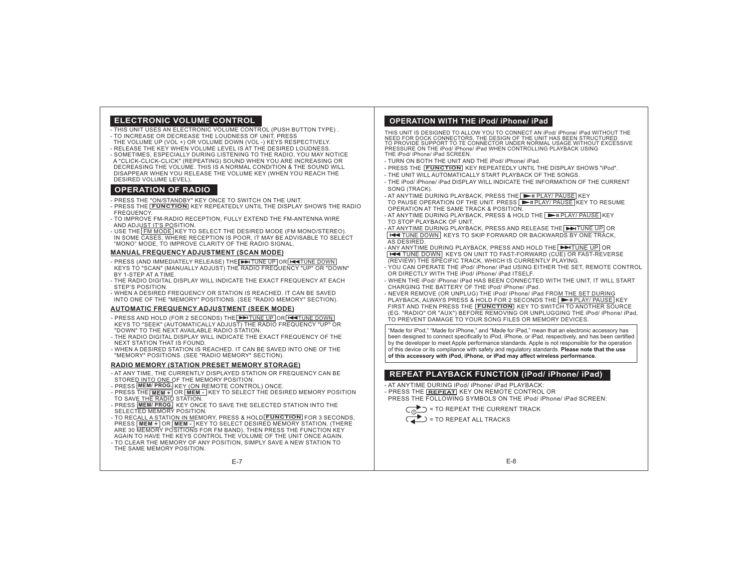## ELECTRONIC VOLUME CONTROL

- THIS UNIT USES AN ELECTRONIC VOLUME CONTROL (PUSH BUTTON TYPE) .
- TO INCREASE OR DECREASE THE LOUDNESS OF UNIT, PRESS THE VOLUME UP (VOL +) OR VOLUME DOWN (VOL -) KEYS RESPECTIVELY.
- RELEASE THE KEY WHEN VOLUME LEVEL IS AT THE DESIRED LOUDNESS.
- SOMETIMES, ESPECIALLY DURING LISTENING TO THE RADIO, YOU MAY NOTICE A "CLICK-CLICK-CLICK" (REPEATING) SOUND WHEN YOU ARE INCREASING OR DECREASING THE VOLUME. THIS IS A NORMAL CONDITION & THE SOUND WILL DISAPPEAR WHEN YOU RELEASE THE VOLUME KEY (WHEN YOU REACH THE DESIRED VOLUME LEVEL).

## OPERATION OF RADIO

- PRESS THE "ON/STANDBY" KEY ONCE TO SWITCH ON THE UNIT.
- PRESS THE **FUNCTION** KEY REPEATEDLY UNTIL THE DISPLAY SHOWS THE RADIO FREQUENCY.
- TO IMPROVE FM-RADIO RECEPTION, FULLY EXTEND THE FM-ANTENNA WIRE AND ADJUST IT'S POSITION.
- USE THE FM MODE KEY TO SELECT THE DESIRED MODE (FM MONO/STEREO). IN SOME CASES, WHERE RECEPTION IS POOR, IT MAY BE ADVISABLE TO SELECT "MONO" MODE, TO IMPROVE CLARITY OF THE RADIO SIGNAL.

### MANUAL FREQUENCY ADJUSTMENT (SCAN MODE)

- PRESS (AND IMMEDIATELY RELEASE) THE ►►I TUNE UP OR I◄◄ TUNE DOWN KEYS TO "SCAN" (MANUALLY ADJUST) THE RADIO FREQUENCY "UP" OR "DOWN" BY 1-STEP AT A TIME.
- THE RADIO DIGITAL DISPLAY WILL INDICATE THE EXACT FREQUENCY AT EACH STEP'S POSITION.
- WHEN A DESIRED FREQUENCY OR STATION IS REACHED. IT CAN BE SAVED INTO ONE OF THE "MEMORY" POSITIONS. (SEE "RADIO MEMORY" SECTION).

### AUTOMATIC FREQUENCY ADJUSTMENT (SEEK MODE)

- PRESS AND HOLD (FOR 2 SECONDS) THE ►►I TUNE UP OR I◄◄ TUNE DOWN KEYS TO "SEEK" (AUTOMATICALLY ADJUST) THE RADIO FREQUENCY "UP" OR "DOWN" TO THE NEXT AVAILABLE RADIO STATION.
- THE RADIO DIGITAL DISPLAY WILL INDICATE THE EXACT FREQUENCY OF THE NEXT STATION THAT IS FOUND.
- WHEN A DESIRED STATION IS REACHED. IT CAN BE SAVED INTO ONE OF THE "MEMORY" POSITIONS. (SEE "RADIO MEMORY" SECTION).

### RADIO MEMORY (STATION PRESET MEMORY STORAGE)

- AT ANY TIME, THE CURRENTLY DISPLAYED STATION OR FREQUENCY CAN BE STORED INTO ONE OF THE MEMORY POSITION.
- PRESS **MEM/ PROG.** KEY (ON REMOTE CONTROL) ONCE.
- PRESS THE **MEM +** OR **MEM -** KEY TO SELECT THE DESIRED MEMORY POSITION TO SAVE THE RADIO STATION.
- PRESS **MEM/ PROG.** KEY ONCE TO SAVE THE SELECTED STATION INTO THE SELECTED MEMORY POSITION.
- TO RECALL A STATION IN MEMORY, PRESS & HOLD **FUNCTION** FOR 3 SECONDS, PRESS **MEM +** OR **MEM -** KEY TO SELECT DESIRED MEMORY STATION. (THERE ARE 30 MEMORY POSITIONS FOR FM BAND). THEN PRESS THE FUNCTION KEY AGAIN TO HAVE THE KEYS CONTROL THE VOLUME OF THE UNIT ONCE AGAIN.
- TO CLEAR THE MEMORY OF ANY POSITION, SIMPLY SAVE A NEW STATION TO THE SAME MEMORY POSITION.

## OPERATION WITH THE iPod/ iPhone/ iPad

THIS UNIT IS DESIGNED TO ALLOW YOU TO CONNECT AN iPod/ iPhone/ iPad WITHOUT THE NEED FOR DOCK CONNECTORS. THE DESIGN OF THE UNIT HAS BEEN STRUCTURED TO PROVIDE SUPPORT TO TE CONNECTOR UNDER NORMAL USAGE WITHOUT EXCESSIVE PRESSURE ON THE iPod/ iPhone/ iPad WHEN CONTROLLING PLAYBACK USING THE iPod/ iPhone/ iPad SCREEN.

- TURN ON BOTH THE UNIT AND THE iPod/ iPhone/ iPad.
- PRESS THE **FUNCTION** KEY REPEATEDLY UNTIL THE DISPLAY SHOWS "iPod".
- THE UNIT WILL AUTOMATICALLY START PLAYBACK OF THE SONGS.
- THE iPod/ iPhone/ iPad DISPLAY WILL INDICATE THE INFORMATION OF THE CURRENT SONG (TRACK).
- AT ANYTIME DURING PLAYBACK, PRESS THE ►II PLAY/ PAUSE KEY TO PAUSE OPERATION OF THE UNIT. PRESS ►II PLAY/ PAUSE KEY TO RESUME OPERATION AT THE SAME TRACK & POSITION.
- AT ANYTIME DURING PLAYBACK, PRESS & HOLD THE ►II PLAY/ PAUSE KEY TO STOP PLAYBACK OF UNIT.
- AT ANYTIME DURING PLAYBACK, PRESS AND RELEASE THE ►►I TUNE UP OR I◄◄ TUNE DOWN KEYS TO SKIP FORWARD OR BACKWARDS BY ONE TRACK, AS DESIRED.
- ANY ANYTIME DURING PLAYBACK, PRESS AND HOLD THE ►►I TUNE UP OR I◄◄ TUNE DOWN KEYS ON UNIT TO FAST-FORWARD (CUE) OR FAST-REVERSE (REVIEW) THE SPECIFIC TRACK, WHICH IS CURRENTLY PLAYING.
- YOU CAN OPERATE THE iPod/ iPhone/ iPad USING EITHER THE SET, REMOTE CONTROL OR DIRECTLY WITH THE iPod/ iPhone/ iPad ITSELF.
- WHEN THE iPod/ iPhone/ iPad HAS BEEN CONNECTED WITH THE UNIT, IT WILL START CHARGING THE BATTERY OF THE iPod/ iPhone/ iPad.
- NEVER REMOVE (OR UNPLUG) THE iPod/ iPhone/ iPad FROM THE SET DURING PLAYBACK, ALWAYS PRESS & HOLD FOR 2 SECONDS THE ►II PLAY/ PAUSE KEY FIRST AND THEN PRESS THE **FUNCTION** KEY TO SWITCH TO ANOTHER SOURCE (EG. "RADIO" OR "AUX") BEFORE REMOVING OR UNPLUGGING THE iPod/ iPhone/ iPad, TO PREVENT DAMAGE TO YOUR SONG FILES OR MEMORY DEVICES.

"Made for iPod," "Made for iPhone," and "Made for iPad," mean that an electronic accessory has been designed to connect specifically to iPod, iPhone, or iPad, respectively, and has been certified by the developer to meet Apple performance standards. Apple is not responsible for the operation of this device or its compliance with safety and regulatory standards. **Please note that the use of this accessory with iPod, iPhone, or iPad may affect wireless performance.**

## REPEAT PLAYBACK FUNCTION (iPod/ iPhone/ iPad)

- AT ANYTIME DURING iPod/ iPhone/ iPad PLAYBACK:
- PRESS THE **REPEAT** KEY ON REMOTE CONTROL OR PRESS THE FOLLOWING SYMBOLS ON THE iPod/ iPhone/ iPad SCREEN:

= TO REPEAT THE CURRENT TRACK

= TO REPEAT ALL TRACKS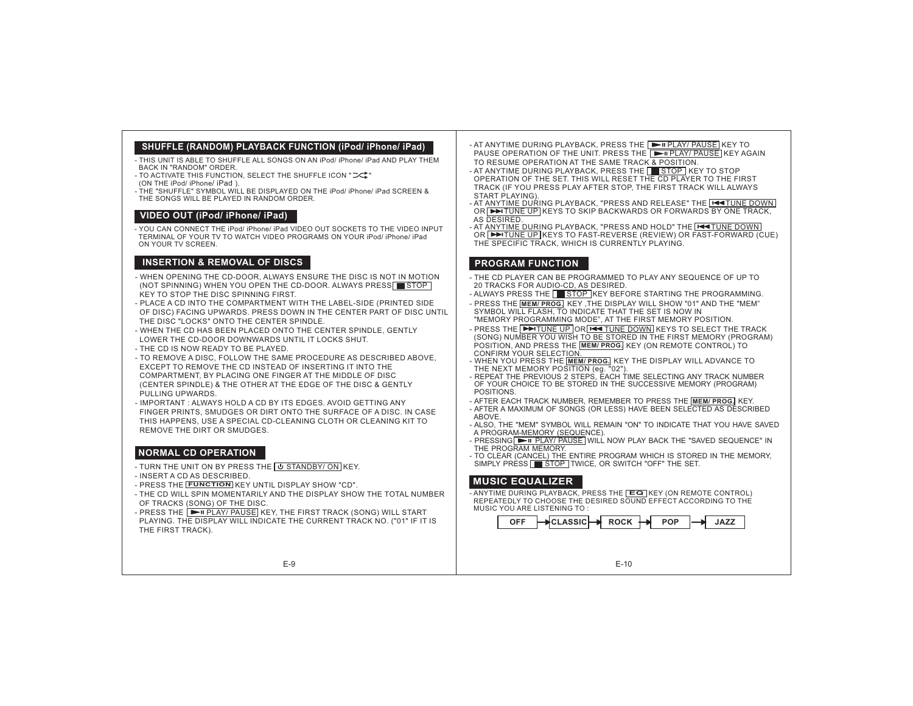## SHUFFLE (RANDOM) PLAYBACK FUNCTION (iPod/ iPhone/ iPad)

- THIS UNIT IS ABLE TO SHUFFLE ALL SONGS ON AN iPod/ iPhone/ iPad AND PLAY THEM BACK IN "RANDOM" ORDER.
- TO ACTIVATE THIS FUNCTION, SELECT THE SHUFFLE ICON "⤮" (ON THE iPod/ iPhone/ iPad ).
- THE "SHUFFLE" SYMBOL WILL BE DISPLAYED ON THE iPod/ iPhone/ iPad SCREEN & THE SONGS WILL BE PLAYED IN RANDOM ORDER.

## VIDEO OUT (iPod/ iPhone/ iPad)

- YOU CAN CONNECT THE iPod/ iPhone/ iPad VIDEO OUT SOCKETS TO THE VIDEO INPUT TERMINAL OF YOUR TV TO WATCH VIDEO PROGRAMS ON YOUR iPod/ iPhone/ iPad ON YOUR TV SCREEN.

## INSERTION & REMOVAL OF DISCS

- WHEN OPENING THE CD-DOOR, ALWAYS ENSURE THE DISC IS NOT IN MOTION (NOT SPINNING) WHEN YOU OPEN THE CD-DOOR. ALWAYS PRESS ■ STOP KEY TO STOP THE DISC SPINNING FIRST.
- PLACE A CD INTO THE COMPARTMENT WITH THE LABEL-SIDE (PRINTED SIDE OF DISC) FACING UPWARDS. PRESS DOWN IN THE CENTER PART OF DISC UNTIL THE DISC "LOCKS" ONTO THE CENTER SPINDLE.
- WHEN THE CD HAS BEEN PLACED ONTO THE CENTER SPINDLE, GENTLY LOWER THE CD-DOOR DOWNWARDS UNTIL IT LOCKS SHUT.
- THE CD IS NOW READY TO BE PLAYED.
- TO REMOVE A DISC, FOLLOW THE SAME PROCEDURE AS DESCRIBED ABOVE, EXCEPT TO REMOVE THE CD INSTEAD OF INSERTING IT INTO THE COMPARTMENT, BY PLACING ONE FINGER AT THE MIDDLE OF DISC (CENTER SPINDLE) & THE OTHER AT THE EDGE OF THE DISC & GENTLY PULLING UPWARDS.
- IMPORTANT : ALWAYS HOLD A CD BY ITS EDGES. AVOID GETTING ANY FINGER PRINTS, SMUDGES OR DIRT ONTO THE SURFACE OF A DISC. IN CASE THIS HAPPENS, USE A SPECIAL CD-CLEANING CLOTH OR CLEANING KIT TO REMOVE THE DIRT OR SMUDGES.

## NORMAL CD OPERATION

- TURN THE UNIT ON BY PRESS THE ⏻ STANDBY/ ON KEY.
- INSERT A CD AS DESCRIBED.
- PRESS THE FUNCTION KEY UNTIL DISPLAY SHOW "CD".
- THE CD WILL SPIN MOMENTARILY AND THE DISPLAY SHOW THE TOTAL NUMBER OF TRACKS (SONG) OF THE DISC.
- PRESS THE ►II PLAY/ PAUSE KEY, THE FIRST TRACK (SONG) WILL START PLAYING. THE DISPLAY WILL INDICATE THE CURRENT TRACK NO. ("01" IF IT IS THE FIRST TRACK).
- AT ANYTIME DURING PLAYBACK, PRESS THE ►II PLAY/ PAUSE KEY TO PAUSE OPERATION OF THE UNIT. PRESS THE ►II PLAY/ PAUSE KEY AGAIN TO RESUME OPERATION AT THE SAME TRACK & POSITION.
- AT ANYTIME DURING PLAYBACK, PRESS THE ■ STOP KEY TO STOP OPERATION OF THE SET. THIS WILL RESET THE CD PLAYER TO THE FIRST TRACK (IF YOU PRESS PLAY AFTER STOP, THE FIRST TRACK WILL ALWAYS START PLAYING).
- AT ANYTIME DURING PLAYBACK, "PRESS AND RELEASE" THE ⏮ TUNE DOWN OR ⏭ TUNE UP KEYS TO SKIP BACKWARDS OR FORWARDS BY ONE TRACK, AS DESIRED.
- AT ANYTIME DURING PLAYBACK, "PRESS AND HOLD" THE ⏮ TUNE DOWN OR ⏭ TUNE UP KEYS TO FAST-REVERSE (REVIEW) OR FAST-FORWARD (CUE) THE SPECIFIC TRACK, WHICH IS CURRENTLY PLAYING.

## PROGRAM FUNCTION

- THE CD PLAYER CAN BE PROGRAMMED TO PLAY ANY SEQUENCE OF UP TO 20 TRACKS FOR AUDIO-CD, AS DESIRED.
- ALWAYS PRESS THE ■ STOP KEY BEFORE STARTING THE PROGRAMMING.
- PRESS THE MEM/ PROG. KEY ,THE DISPLAY WILL SHOW "01" AND THE "MEM" SYMBOL WILL FLASH, TO INDICATE THAT THE SET IS NOW IN "MEMORY PROGRAMMING MODE", AT THE FIRST MEMORY POSITION.
- PRESS THE ⏭ TUNE UP OR ⏮ TUNE DOWN KEYS TO SELECT THE TRACK (SONG) NUMBER YOU WISH TO BE STORED IN THE FIRST MEMORY (PROGRAM) POSITION, AND PRESS THE MEM/ PROG. KEY (ON REMOTE CONTROL) TO CONFIRM YOUR SELECTION.
- WHEN YOU PRESS THE MEM/ PROG. KEY THE DISPLAY WILL ADVANCE TO THE NEXT MEMORY POSITION (eg. "02").
- REPEAT THE PREVIOUS 2 STEPS, EACH TIME SELECTING ANY TRACK NUMBER OF YOUR CHOICE TO BE STORED IN THE SUCCESSIVE MEMORY (PROGRAM) POSITIONS.
- AFTER EACH TRACK NUMBER, REMEMBER TO PRESS THE MEM/ PROG. KEY.
- AFTER A MAXIMUM OF SONGS (OR LESS) HAVE BEEN SELECTED AS DESCRIBED ABOVE.
- ALSO, THE "MEM" SYMBOL WILL REMAIN "ON" TO INDICATE THAT YOU HAVE SAVED A PROGRAM-MEMORY (SEQUENCE).
- PRESSING ►II PLAY/ PAUSE WILL NOW PLAY BACK THE "SAVED SEQUENCE" IN THE PROGRAM MEMORY.
- TO CLEAR (CANCEL) THE ENTIRE PROGRAM WHICH IS STORED IN THE MEMORY, SIMPLY PRESS ■ STOP TWICE, OR SWITCH "OFF" THE SET.

## MUSIC EQUALIZER

- ANYTIME DURING PLAYBACK, PRESS THE EQ KEY (ON REMOTE CONTROL) REPEATEDLY TO CHOOSE THE DESIRED SOUND EFFECT ACCORDING TO THE MUSIC YOU ARE LISTENING TO :

OFF → CLASSIC → ROCK → POP → JAZZ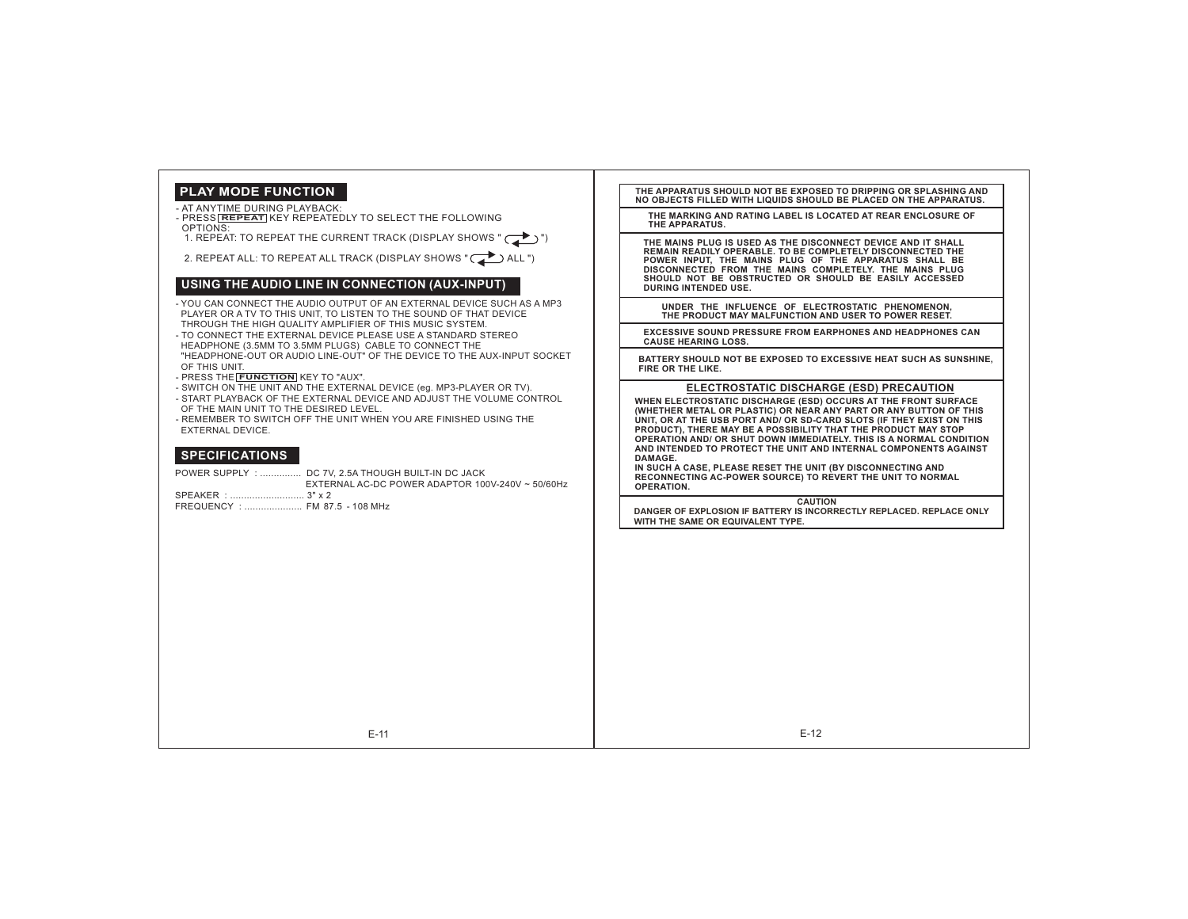## PLAY MODE FUNCTION

- AT ANYTIME DURING PLAYBACK:
- PRESS **REPEAT** KEY REPEATEDLY TO SELECT THE FOLLOWING OPTIONS:
  1. REPEAT: TO REPEAT THE CURRENT TRACK (DISPLAY SHOWS " ")
  2. REPEAT ALL: TO REPEAT ALL TRACK (DISPLAY SHOWS " ALL ")

## USING THE AUDIO LINE IN CONNECTION (AUX-INPUT)

- YOU CAN CONNECT THE AUDIO OUTPUT OF AN EXTERNAL DEVICE SUCH AS A MP3 PLAYER OR A TV TO THIS UNIT, TO LISTEN TO THE SOUND OF THAT DEVICE THROUGH THE HIGH QUALITY AMPLIFIER OF THIS MUSIC SYSTEM.
- TO CONNECT THE EXTERNAL DEVICE PLEASE USE A STANDARD STEREO HEADPHONE (3.5MM TO 3.5MM PLUGS) CABLE TO CONNECT THE "HEADPHONE-OUT OR AUDIO LINE-OUT" OF THE DEVICE TO THE AUX-INPUT SOCKET OF THIS UNIT.
- PRESS THE **FUNCTION** KEY TO "AUX".
- SWITCH ON THE UNIT AND THE EXTERNAL DEVICE (eg. MP3-PLAYER OR TV).
- START PLAYBACK OF THE EXTERNAL DEVICE AND ADJUST THE VOLUME CONTROL OF THE MAIN UNIT TO THE DESIRED LEVEL.
- REMEMBER TO SWITCH OFF THE UNIT WHEN YOU ARE FINISHED USING THE EXTERNAL DEVICE.

## SPECIFICATIONS

POWER SUPPLY : ............... DC 7V, 2.5A THOUGH BUILT-IN DC JACK
EXTERNAL AC-DC POWER ADAPTOR 100V-240V ~ 50/60Hz

SPEAKER : ........................... 3" x 2

FREQUENCY : ..................... FM 87.5 - 108 MHz

**THE APPARATUS SHOULD NOT BE EXPOSED TO DRIPPING OR SPLASHING AND NO OBJECTS FILLED WITH LIQUIDS SHOULD BE PLACED ON THE APPARATUS.**

**THE MARKING AND RATING LABEL IS LOCATED AT REAR ENCLOSURE OF THE APPARATUS.**

**THE MAINS PLUG IS USED AS THE DISCONNECT DEVICE AND IT SHALL REMAIN READILY OPERABLE. TO BE COMPLETELY DISCONNECTED THE POWER INPUT, THE MAINS PLUG OF THE APPARATUS SHALL BE DISCONNECTED FROM THE MAINS COMPLETELY. THE MAINS PLUG SHOULD NOT BE OBSTRUCTED OR SHOULD BE EASILY ACCESSED DURING INTENDED USE.**

**UNDER THE INFLUENCE OF ELECTROSTATIC PHENOMENON, THE PRODUCT MAY MALFUNCTION AND USER TO POWER RESET.**

**EXCESSIVE SOUND PRESSURE FROM EARPHONES AND HEADPHONES CAN CAUSE HEARING LOSS.**

**BATTERY SHOULD NOT BE EXPOSED TO EXCESSIVE HEAT SUCH AS SUNSHINE, FIRE OR THE LIKE.**

### ELECTROSTATIC DISCHARGE (ESD) PRECAUTION

**WHEN ELECTROSTATIC DISCHARGE (ESD) OCCURS AT THE FRONT SURFACE (WHETHER METAL OR PLASTIC) OR NEAR ANY PART OR ANY BUTTON OF THIS UNIT, OR AT THE USB PORT AND/ OR SD-CARD SLOTS (IF THEY EXIST ON THIS PRODUCT), THERE MAY BE A POSSIBILITY THAT THE PRODUCT MAY STOP OPERATION AND/ OR SHUT DOWN IMMEDIATELY. THIS IS A NORMAL CONDITION AND INTENDED TO PROTECT THE UNIT AND INTERNAL COMPONENTS AGAINST DAMAGE.**
**IN SUCH A CASE, PLEASE RESET THE UNIT (BY DISCONNECTING AND RECONNECTING AC-POWER SOURCE) TO REVERT THE UNIT TO NORMAL OPERATION.**

**CAUTION**
**DANGER OF EXPLOSION IF BATTERY IS INCORRECTLY REPLACED. REPLACE ONLY WITH THE SAME OR EQUIVALENT TYPE.**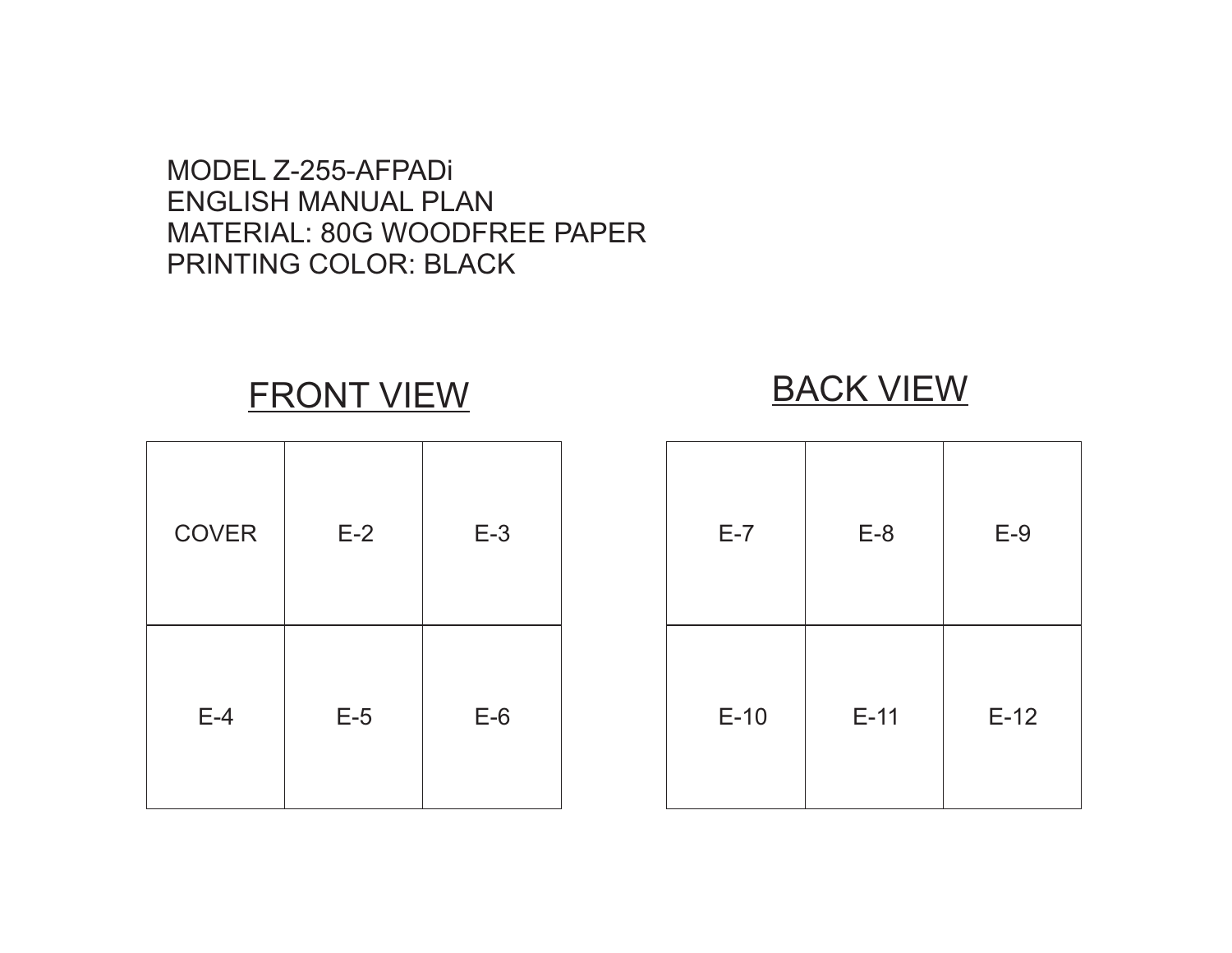MODEL Z-255-AFPADi
ENGLISH MANUAL PLAN
MATERIAL: 80G WOODFREE PAPER
PRINTING COLOR: BLACK

## FRONT VIEW

| | | |
|---|---|---|
| COVER | E-2 | E-3 |
| E-4 | E-5 | E-6 |

## BACK VIEW

| | | |
|---|---|---|
| E-7 | E-8 | E-9 |
| E-10 | E-11 | E-12 |